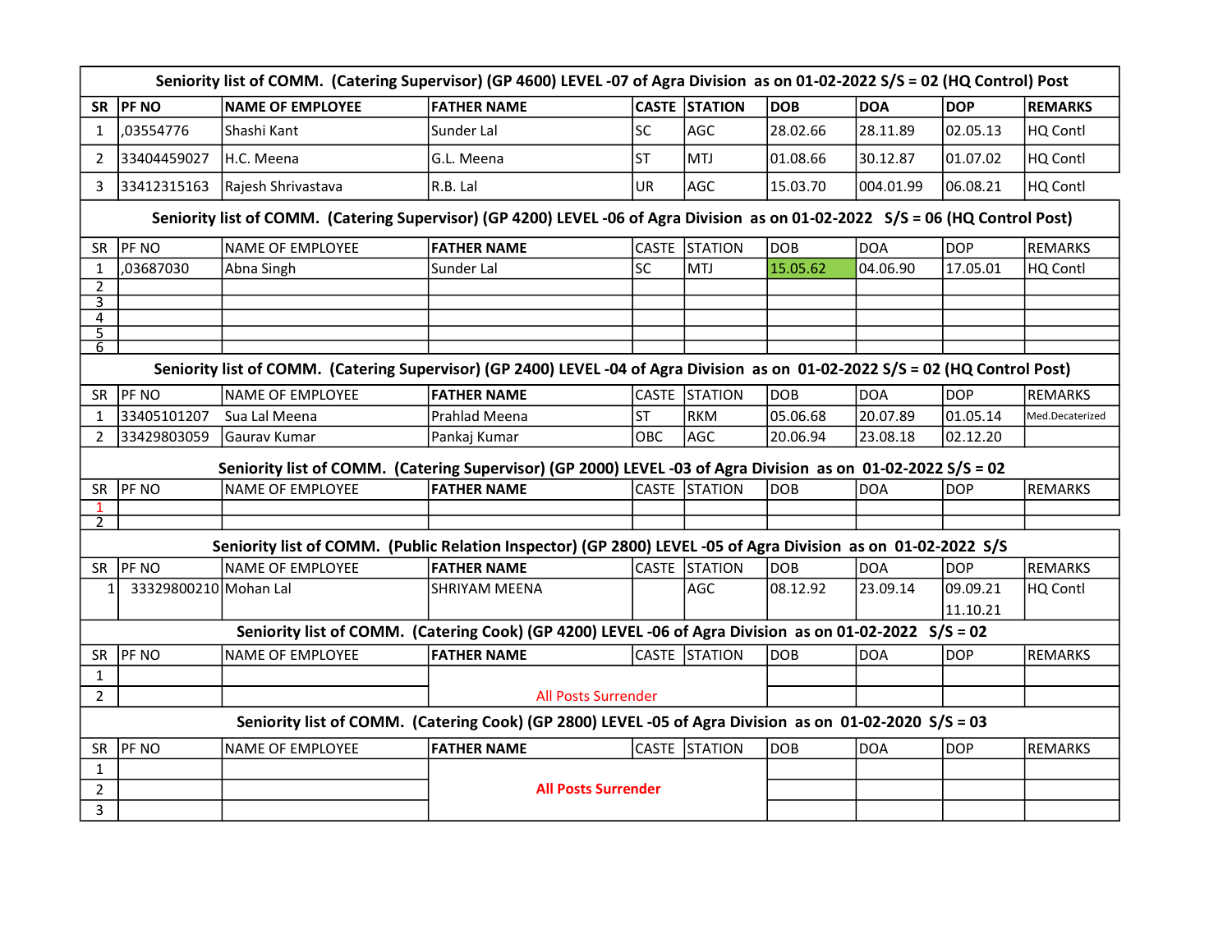**Seniority list of COMM. (Catering Supervisor) (GP 4600) LEVEL -07 of Agra Division as on 01-02-2022 S/S = 02 (HQ Control) Post**

| SR | PF NO | NAME OF EMPLOYEE | FATHER NAME | CASTE | STATION | DOB | DOA | DOP | REMARKS |
|---|---|---|---|---|---|---|---|---|---|
| 1 | ,03554776 | Shashi Kant | Sunder Lal | SC | AGC | 28.02.66 | 28.11.89 | 02.05.13 | HQ Contl |
| 2 | 33404459027 | H.C. Meena | G.L. Meena | ST | MTJ | 01.08.66 | 30.12.87 | 01.07.02 | HQ Contl |
| 3 | 33412315163 | Rajesh Shrivastava | R.B. Lal | UR | AGC | 15.03.70 | 004.01.99 | 06.08.21 | HQ Contl |

**Seniority list of COMM. (Catering Supervisor) (GP 4200) LEVEL -06 of Agra Division as on 01-02-2022 S/S = 06 (HQ Control Post)**

| SR | PF NO | NAME OF EMPLOYEE | FATHER NAME | CASTE | STATION | DOB | DOA | DOP | REMARKS |
|---|---|---|---|---|---|---|---|---|---|
| 1 | ,03687030 | Abna Singh | Sunder Lal | SC | MTJ | 15.05.62 | 04.06.90 | 17.05.01 | HQ Contl |
| 2 | | | | | | | | | |
| 3 | | | | | | | | | |
| 4 | | | | | | | | | |
| 5 | | | | | | | | | |
| 6 | | | | | | | | | |

**Seniority list of COMM. (Catering Supervisor) (GP 2400) LEVEL -04 of Agra Division as on 01-02-2022 S/S = 02 (HQ Control Post)**

| SR | PF NO | NAME OF EMPLOYEE | FATHER NAME | CASTE | STATION | DOB | DOA | DOP | REMARKS |
|---|---|---|---|---|---|---|---|---|---|
| 1 | 33405101207 | Sua Lal Meena | Prahlad Meena | ST | RKM | 05.06.68 | 20.07.89 | 01.05.14 | Med.Decaterized |
| 2 | 33429803059 | Gaurav Kumar | Pankaj Kumar | OBC | AGC | 20.06.94 | 23.08.18 | 02.12.20 | |

**Seniority list of COMM. (Catering Supervisor) (GP 2000) LEVEL -03 of Agra Division as on 01-02-2022 S/S = 02**

| SR | PF NO | NAME OF EMPLOYEE | FATHER NAME | CASTE | STATION | DOB | DOA | DOP | REMARKS |
|---|---|---|---|---|---|---|---|---|---|
| 1 | | | | | | | | | |
| 2 | | | | | | | | | |

**Seniority list of COMM. (Public Relation Inspector) (GP 2800) LEVEL -05 of Agra Division as on 01-02-2022 S/S**

| SR | PF NO | NAME OF EMPLOYEE | FATHER NAME | CASTE | STATION | DOB | DOA | DOP | REMARKS |
|---|---|---|---|---|---|---|---|---|---|
| 1 | 33329800210 | Mohan Lal | SHRIYAM MEENA | | AGC | 08.12.92 | 23.09.14 | 09.09.21<br>11.10.21 | HQ Contl |

**Seniority list of COMM. (Catering Cook) (GP 4200) LEVEL -06 of Agra Division as on 01-02-2022 S/S = 02**

| SR | PF NO | NAME OF EMPLOYEE | FATHER NAME | CASTE | STATION | DOB | DOA | DOP | REMARKS |
|---|---|---|---|---|---|---|---|---|---|
| 1 | | | All Posts Surrender | | | | | | |
| 2 | | | | | | | | | |

**Seniority list of COMM. (Catering Cook) (GP 2800) LEVEL -05 of Agra Division as on 01-02-2020 S/S = 03**

| SR | PF NO | NAME OF EMPLOYEE | FATHER NAME | CASTE | STATION | DOB | DOA | DOP | REMARKS |
|---|---|---|---|---|---|---|---|---|---|
| 1 | | | **All Posts Surrender** | | | | | | |
| 2 | | | | | | | | | |
| 3 | | | | | | | | | |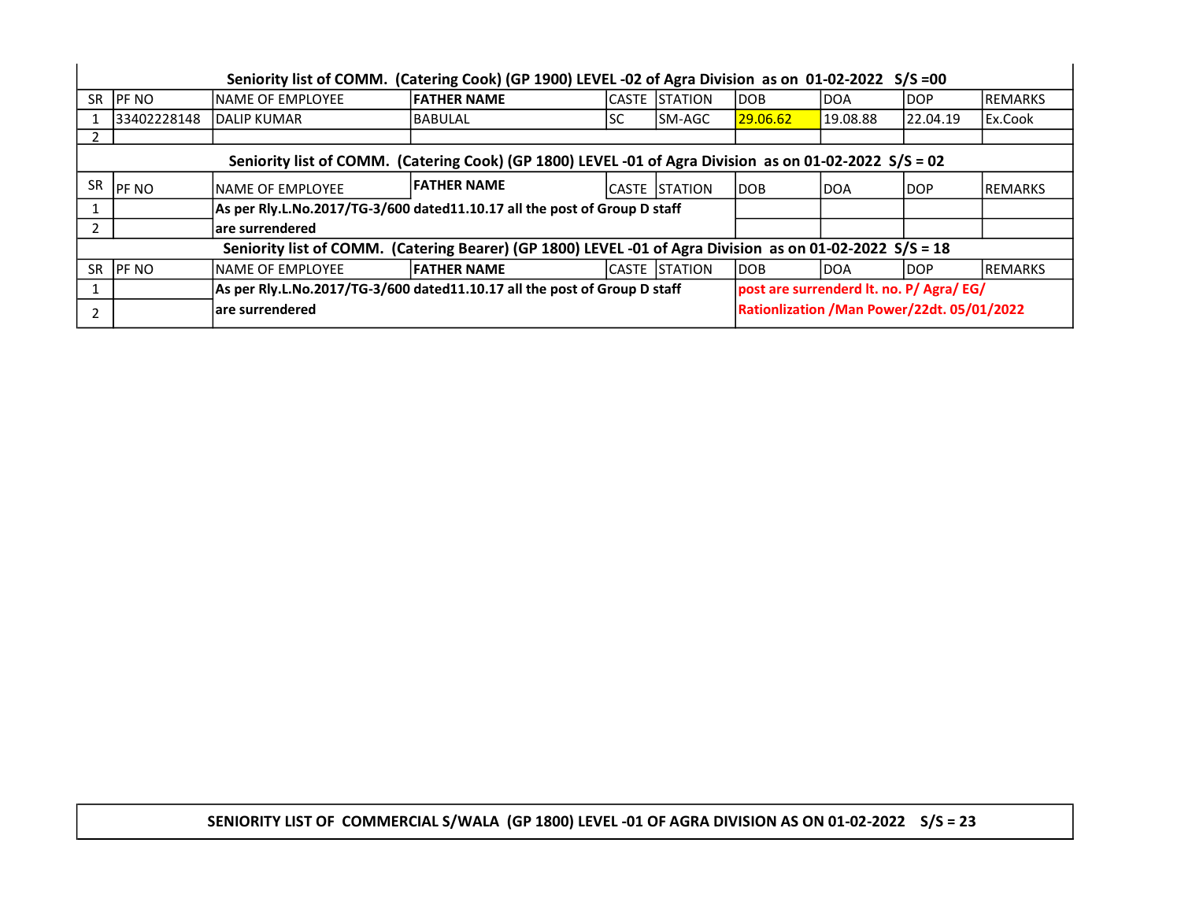**Seniority list of COMM. (Catering Cook) (GP 1900) LEVEL -02 of Agra Division as on 01-02-2022 S/S =00**

| SR | PF NO | NAME OF EMPLOYEE | FATHER NAME | CASTE | STATION | DOB | DOA | DOP | REMARKS |
|---|---|---|---|---|---|---|---|---|---|
| 1 | 33402228148 | DALIP KUMAR | BABULAL | SC | SM-AGC | 29.06.62 | 19.08.88 | 22.04.19 | Ex.Cook |
| 2 | | | | | | | | | |

**Seniority list of COMM. (Catering Cook) (GP 1800) LEVEL -01 of Agra Division as on 01-02-2022 S/S = 02**

| SR | PF NO | NAME OF EMPLOYEE | FATHER NAME | CASTE | STATION | DOB | DOA | DOP | REMARKS |
|---|---|---|---|---|---|---|---|---|---|
| 1 | | **As per Rly.L.No.2017/TG-3/600 dated11.10.17 all the post of Group D staff** | | | | | | | |
| 2 | | **are surrendered** | | | | | | | |

**Seniority list of COMM. (Catering Bearer) (GP 1800) LEVEL -01 of Agra Division as on 01-02-2022 S/S = 18**

| SR | PF NO | NAME OF EMPLOYEE | FATHER NAME | CASTE | STATION | DOB | DOA | DOP | REMARKS |
|---|---|---|---|---|---|---|---|---|---|
| 1 | | **As per Rly.L.No.2017/TG-3/600 dated11.10.17 all the post of Group D staff** | | | | **post are surrenderd lt. no. P/ Agra/ EG/** | | | |
| 2 | | **are surrendered** | | | | **Rationlization /Man Power/22dt. 05/01/2022** | | | |

**SENIORITY LIST OF COMMERCIAL S/WALA (GP 1800) LEVEL -01 OF AGRA DIVISION AS ON 01-02-2022 S/S = 23**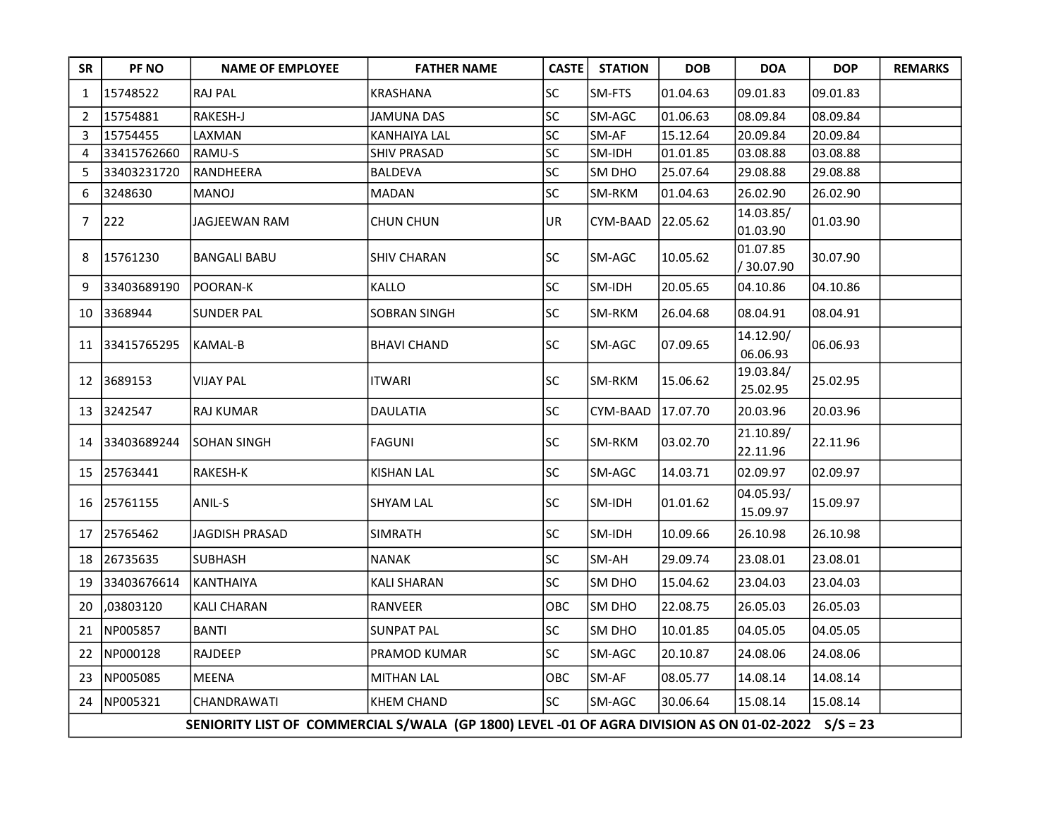| SR | PF NO | NAME OF EMPLOYEE | FATHER NAME | CASTE | STATION | DOB | DOA | DOP | REMARKS |
|---|---|---|---|---|---|---|---|---|---|
| 1 | 15748522 | RAJ PAL | KRASHANA | SC | SM-FTS | 01.04.63 | 09.01.83 | 09.01.83 | |
| 2 | 15754881 | RAKESH-J | JAMUNA DAS | SC | SM-AGC | 01.06.63 | 08.09.84 | 08.09.84 | |
| 3 | 15754455 | LAXMAN | KANHAIYA LAL | SC | SM-AF | 15.12.64 | 20.09.84 | 20.09.84 | |
| 4 | 33415762660 | RAMU-S | SHIV PRASAD | SC | SM-IDH | 01.01.85 | 03.08.88 | 03.08.88 | |
| 5 | 33403231720 | RANDHEERA | BALDEVA | SC | SM DHO | 25.07.64 | 29.08.88 | 29.08.88 | |
| 6 | 3248630 | MANOJ | MADAN | SC | SM-RKM | 01.04.63 | 26.02.90 | 26.02.90 | |
| 7 | 222 | JAGJEEWAN RAM | CHUN CHUN | UR | CYM-BAAD | 22.05.62 | 14.03.85/ 01.03.90 | 01.03.90 | |
| 8 | 15761230 | BANGALI BABU | SHIV CHARAN | SC | SM-AGC | 10.05.62 | 01.07.85 / 30.07.90 | 30.07.90 | |
| 9 | 33403689190 | POORAN-K | KALLO | SC | SM-IDH | 20.05.65 | 04.10.86 | 04.10.86 | |
| 10 | 3368944 | SUNDER PAL | SOBRAN SINGH | SC | SM-RKM | 26.04.68 | 08.04.91 | 08.04.91 | |
| 11 | 33415765295 | KAMAL-B | BHAVI CHAND | SC | SM-AGC | 07.09.65 | 14.12.90/ 06.06.93 | 06.06.93 | |
| 12 | 3689153 | VIJAY PAL | ITWARI | SC | SM-RKM | 15.06.62 | 19.03.84/ 25.02.95 | 25.02.95 | |
| 13 | 3242547 | RAJ KUMAR | DAULATIA | SC | CYM-BAAD | 17.07.70 | 20.03.96 | 20.03.96 | |
| 14 | 33403689244 | SOHAN SINGH | FAGUNI | SC | SM-RKM | 03.02.70 | 21.10.89/ 22.11.96 | 22.11.96 | |
| 15 | 25763441 | RAKESH-K | KISHAN LAL | SC | SM-AGC | 14.03.71 | 02.09.97 | 02.09.97 | |
| 16 | 25761155 | ANIL-S | SHYAM LAL | SC | SM-IDH | 01.01.62 | 04.05.93/ 15.09.97 | 15.09.97 | |
| 17 | 25765462 | JAGDISH PRASAD | SIMRATH | SC | SM-IDH | 10.09.66 | 26.10.98 | 26.10.98 | |
| 18 | 26735635 | SUBHASH | NANAK | SC | SM-AH | 29.09.74 | 23.08.01 | 23.08.01 | |
| 19 | 33403676614 | KANTHAIYA | KALI SHARAN | SC | SM DHO | 15.04.62 | 23.04.03 | 23.04.03 | |
| 20 | ,03803120 | KALI CHARAN | RANVEER | OBC | SM DHO | 22.08.75 | 26.05.03 | 26.05.03 | |
| 21 | NP005857 | BANTI | SUNPAT PAL | SC | SM DHO | 10.01.85 | 04.05.05 | 04.05.05 | |
| 22 | NP000128 | RAJDEEP | PRAMOD KUMAR | SC | SM-AGC | 20.10.87 | 24.08.06 | 24.08.06 | |
| 23 | NP005085 | MEENA | MITHAN LAL | OBC | SM-AF | 08.05.77 | 14.08.14 | 14.08.14 | |
| 24 | NP005321 | CHANDRAWATI | KHEM CHAND | SC | SM-AGC | 30.06.64 | 15.08.14 | 15.08.14 | |

**SENIORITY LIST OF COMMERCIAL S/WALA (GP 1800) LEVEL -01 OF AGRA DIVISION AS ON 01-02-2022 S/S = 23**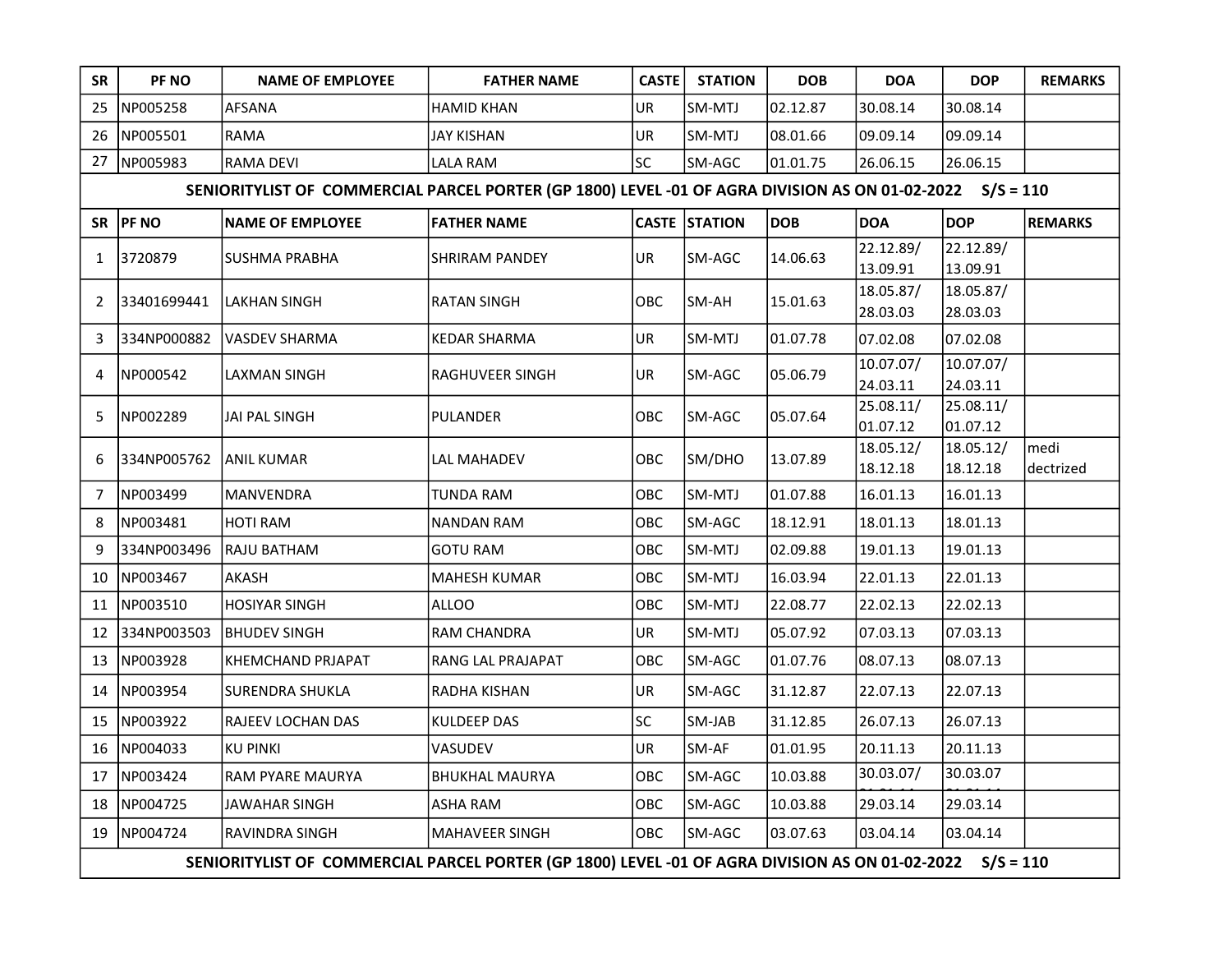| SR | PF NO | NAME OF EMPLOYEE | FATHER NAME | CASTE | STATION | DOB | DOA | DOP | REMARKS |
|---|---|---|---|---|---|---|---|---|---|
| 25 | NP005258 | AFSANA | HAMID KHAN | UR | SM-MTJ | 02.12.87 | 30.08.14 | 30.08.14 | |
| 26 | NP005501 | RAMA | JAY KISHAN | UR | SM-MTJ | 08.01.66 | 09.09.14 | 09.09.14 | |
| 27 | NP005983 | RAMA DEVI | LALA RAM | SC | SM-AGC | 01.01.75 | 26.06.15 | 26.06.15 | |

**SENIORITYLIST OF COMMERCIAL PARCEL PORTER (GP 1800) LEVEL -01 OF AGRA DIVISION AS ON 01-02-2022 S/S = 110**

| SR | PF NO | NAME OF EMPLOYEE | FATHER NAME | CASTE | STATION | DOB | DOA | DOP | REMARKS |
|---|---|---|---|---|---|---|---|---|---|
| 1 | 3720879 | SUSHMA PRABHA | SHRIRAM PANDEY | UR | SM-AGC | 14.06.63 | 22.12.89/ 13.09.91 | 22.12.89/ 13.09.91 | |
| 2 | 33401699441 | LAKHAN SINGH | RATAN SINGH | OBC | SM-AH | 15.01.63 | 18.05.87/ 28.03.03 | 18.05.87/ 28.03.03 | |
| 3 | 334NP000882 | VASDEV SHARMA | KEDAR SHARMA | UR | SM-MTJ | 01.07.78 | 07.02.08 | 07.02.08 | |
| 4 | NP000542 | LAXMAN SINGH | RAGHUVEER SINGH | UR | SM-AGC | 05.06.79 | 10.07.07/ 24.03.11 | 10.07.07/ 24.03.11 | |
| 5 | NP002289 | JAI PAL SINGH | PULANDER | OBC | SM-AGC | 05.07.64 | 25.08.11/ 01.07.12 | 25.08.11/ 01.07.12 | |
| 6 | 334NP005762 | ANIL KUMAR | LAL MAHADEV | OBC | SM/DHO | 13.07.89 | 18.05.12/ 18.12.18 | 18.05.12/ 18.12.18 | medi dectrized |
| 7 | NP003499 | MANVENDRA | TUNDA RAM | OBC | SM-MTJ | 01.07.88 | 16.01.13 | 16.01.13 | |
| 8 | NP003481 | HOTI RAM | NANDAN RAM | OBC | SM-AGC | 18.12.91 | 18.01.13 | 18.01.13 | |
| 9 | 334NP003496 | RAJU BATHAM | GOTU RAM | OBC | SM-MTJ | 02.09.88 | 19.01.13 | 19.01.13 | |
| 10 | NP003467 | AKASH | MAHESH KUMAR | OBC | SM-MTJ | 16.03.94 | 22.01.13 | 22.01.13 | |
| 11 | NP003510 | HOSIYAR SINGH | ALLOO | OBC | SM-MTJ | 22.08.77 | 22.02.13 | 22.02.13 | |
| 12 | 334NP003503 | BHUDEV SINGH | RAM CHANDRA | UR | SM-MTJ | 05.07.92 | 07.03.13 | 07.03.13 | |
| 13 | NP003928 | KHEMCHAND PRJAPAT | RANG LAL PRAJAPAT | OBC | SM-AGC | 01.07.76 | 08.07.13 | 08.07.13 | |
| 14 | NP003954 | SURENDRA SHUKLA | RADHA KISHAN | UR | SM-AGC | 31.12.87 | 22.07.13 | 22.07.13 | |
| 15 | NP003922 | RAJEEV LOCHAN DAS | KULDEEP DAS | SC | SM-JAB | 31.12.85 | 26.07.13 | 26.07.13 | |
| 16 | NP004033 | KU PINKI | VASUDEV | UR | SM-AF | 01.01.95 | 20.11.13 | 20.11.13 | |
| 17 | NP003424 | RAM PYARE MAURYA | BHUKHAL MAURYA | OBC | SM-AGC | 10.03.88 | 30.03.07/ | 30.03.07 | |
| 18 | NP004725 | JAWAHAR SINGH | ASHA RAM | OBC | SM-AGC | 10.03.88 | 29.03.14 | 29.03.14 | |
| 19 | NP004724 | RAVINDRA SINGH | MAHAVEER SINGH | OBC | SM-AGC | 03.07.63 | 03.04.14 | 03.04.14 | |

**SENIORITYLIST OF COMMERCIAL PARCEL PORTER (GP 1800) LEVEL -01 OF AGRA DIVISION AS ON 01-02-2022 S/S = 110**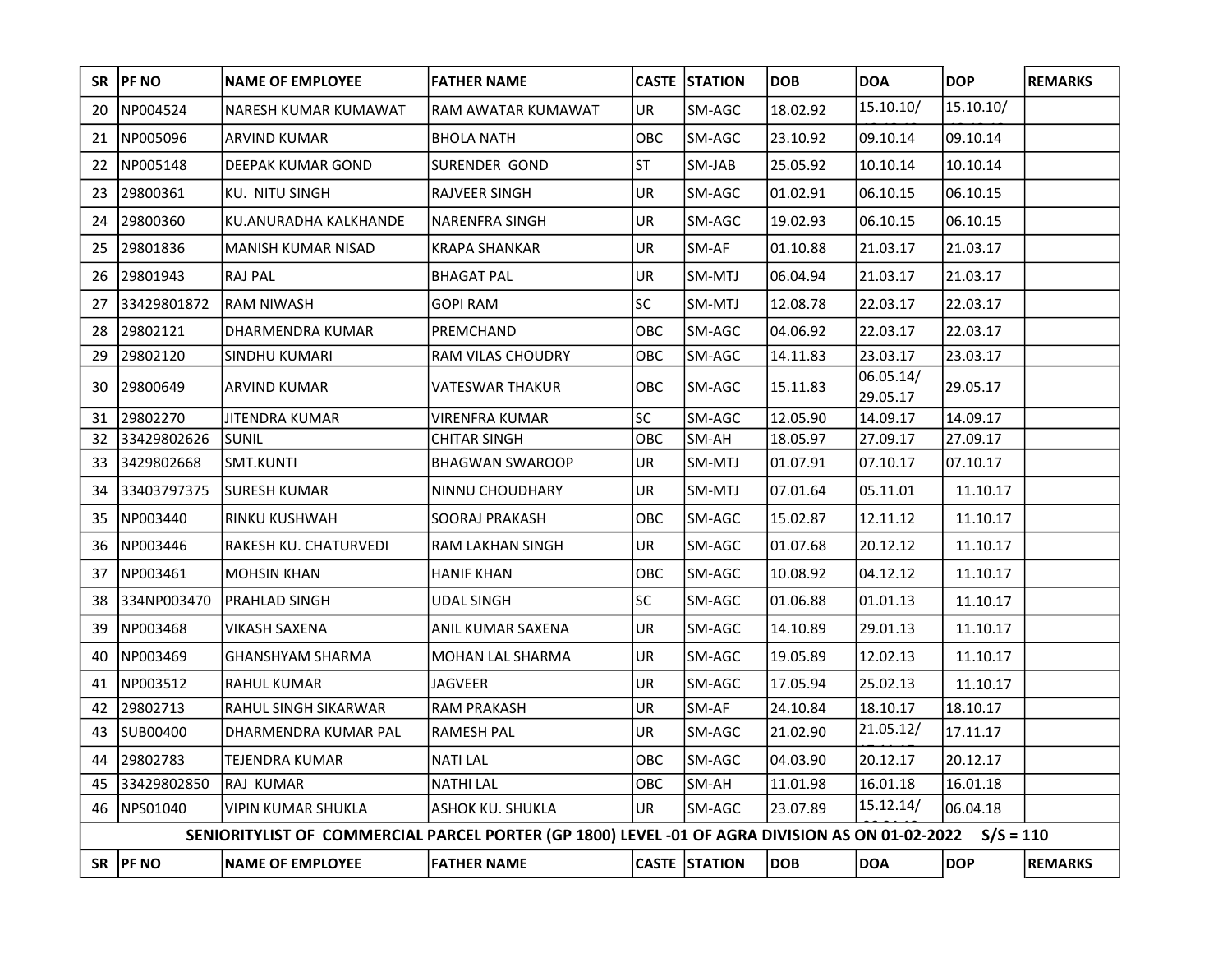| SR | PF NO | NAME OF EMPLOYEE | FATHER NAME | CASTE | STATION | DOB | DOA | DOP | REMARKS |
|---|---|---|---|---|---|---|---|---|---|
| 20 | NP004524 | NARESH KUMAR KUMAWAT | RAM AWATAR KUMAWAT | UR | SM-AGC | 18.02.92 | 15.10.10/ | 15.10.10/ | |
| 21 | NP005096 | ARVIND KUMAR | BHOLA NATH | OBC | SM-AGC | 23.10.92 | 09.10.14 | 09.10.14 | |
| 22 | NP005148 | DEEPAK KUMAR GOND | SURENDER GOND | ST | SM-JAB | 25.05.92 | 10.10.14 | 10.10.14 | |
| 23 | 29800361 | KU. NITU SINGH | RAJVEER SINGH | UR | SM-AGC | 01.02.91 | 06.10.15 | 06.10.15 | |
| 24 | 29800360 | KU.ANURADHA KALKHANDE | NARENFRA SINGH | UR | SM-AGC | 19.02.93 | 06.10.15 | 06.10.15 | |
| 25 | 29801836 | MANISH KUMAR NISAD | KRAPA SHANKAR | UR | SM-AF | 01.10.88 | 21.03.17 | 21.03.17 | |
| 26 | 29801943 | RAJ PAL | BHAGAT PAL | UR | SM-MTJ | 06.04.94 | 21.03.17 | 21.03.17 | |
| 27 | 33429801872 | RAM NIWASH | GOPI RAM | SC | SM-MTJ | 12.08.78 | 22.03.17 | 22.03.17 | |
| 28 | 29802121 | DHARMENDRA KUMAR | PREMCHAND | OBC | SM-AGC | 04.06.92 | 22.03.17 | 22.03.17 | |
| 29 | 29802120 | SINDHU KUMARI | RAM VILAS CHOUDRY | OBC | SM-AGC | 14.11.83 | 23.03.17 | 23.03.17 | |
| 30 | 29800649 | ARVIND KUMAR | VATESWAR THAKUR | OBC | SM-AGC | 15.11.83 | 06.05.14/ 29.05.17 | 29.05.17 | |
| 31 | 29802270 | JITENDRA KUMAR | VIRENFRA KUMAR | SC | SM-AGC | 12.05.90 | 14.09.17 | 14.09.17 | |
| 32 | 33429802626 | SUNIL | CHITAR SINGH | OBC | SM-AH | 18.05.97 | 27.09.17 | 27.09.17 | |
| 33 | 3429802668 | SMT.KUNTI | BHAGWAN SWAROOP | UR | SM-MTJ | 01.07.91 | 07.10.17 | 07.10.17 | |
| 34 | 33403797375 | SURESH KUMAR | NINNU CHOUDHARY | UR | SM-MTJ | 07.01.64 | 05.11.01 | 11.10.17 | |
| 35 | NP003440 | RINKU KUSHWAH | SOORAJ PRAKASH | OBC | SM-AGC | 15.02.87 | 12.11.12 | 11.10.17 | |
| 36 | NP003446 | RAKESH KU. CHATURVEDI | RAM LAKHAN SINGH | UR | SM-AGC | 01.07.68 | 20.12.12 | 11.10.17 | |
| 37 | NP003461 | MOHSIN KHAN | HANIF KHAN | OBC | SM-AGC | 10.08.92 | 04.12.12 | 11.10.17 | |
| 38 | 334NP003470 | PRAHLAD SINGH | UDAL SINGH | SC | SM-AGC | 01.06.88 | 01.01.13 | 11.10.17 | |
| 39 | NP003468 | VIKASH SAXENA | ANIL KUMAR SAXENA | UR | SM-AGC | 14.10.89 | 29.01.13 | 11.10.17 | |
| 40 | NP003469 | GHANSHYAM SHARMA | MOHAN LAL SHARMA | UR | SM-AGC | 19.05.89 | 12.02.13 | 11.10.17 | |
| 41 | NP003512 | RAHUL KUMAR | JAGVEER | UR | SM-AGC | 17.05.94 | 25.02.13 | 11.10.17 | |
| 42 | 29802713 | RAHUL SINGH SIKARWAR | RAM PRAKASH | UR | SM-AF | 24.10.84 | 18.10.17 | 18.10.17 | |
| 43 | SUB00400 | DHARMENDRA KUMAR PAL | RAMESH PAL | UR | SM-AGC | 21.02.90 | 21.05.12/ | 17.11.17 | |
| 44 | 29802783 | TEJENDRA KUMAR | NATI LAL | OBC | SM-AGC | 04.03.90 | 20.12.17 | 20.12.17 | |
| 45 | 33429802850 | RAJ KUMAR | NATHI LAL | OBC | SM-AH | 11.01.98 | 16.01.18 | 16.01.18 | |
| 46 | NPS01040 | VIPIN KUMAR SHUKLA | ASHOK KU. SHUKLA | UR | SM-AGC | 23.07.89 | 15.12.14/ | 06.04.18 | |

**SENIORITYLIST OF COMMERCIAL PARCEL PORTER (GP 1800) LEVEL -01 OF AGRA DIVISION AS ON 01-02-2022 S/S = 110**

| SR | PF NO | NAME OF EMPLOYEE | FATHER NAME | CASTE | STATION | DOB | DOA | DOP | REMARKS |
|---|---|---|---|---|---|---|---|---|---|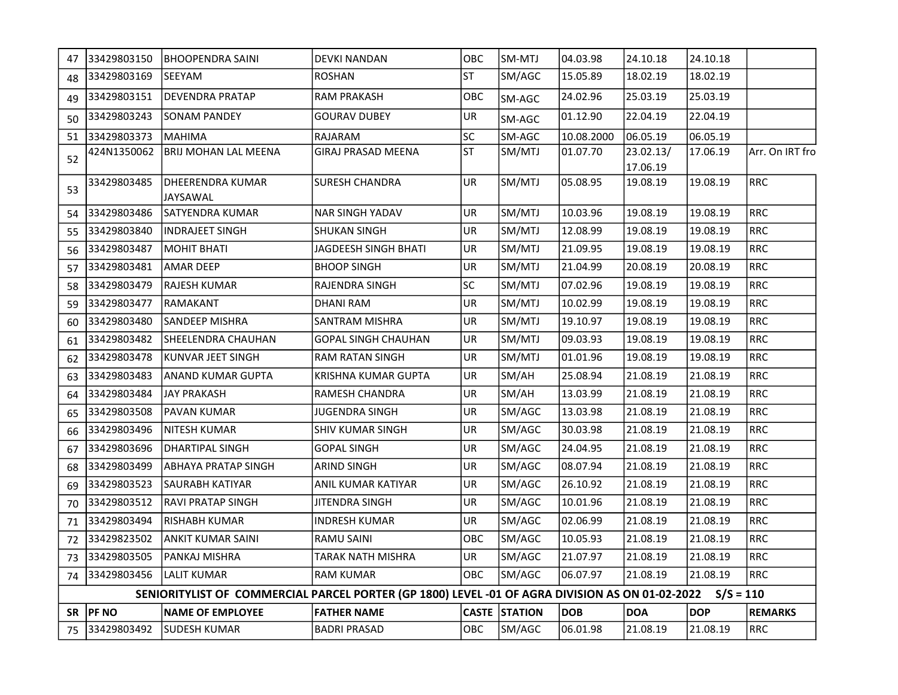| | | | | | | | | | |
|---|---|---|---|---|---|---|---|---|---|
| 47 | 33429803150 | BHOOPENDRA SAINI | DEVKI NANDAN | OBC | SM-MTJ | 04.03.98 | 24.10.18 | 24.10.18 | |
| 48 | 33429803169 | SEEYAM | ROSHAN | ST | SM/AGC | 15.05.89 | 18.02.19 | 18.02.19 | |
| 49 | 33429803151 | DEVENDRA PRATAP | RAM PRAKASH | OBC | SM-AGC | 24.02.96 | 25.03.19 | 25.03.19 | |
| 50 | 33429803243 | SONAM PANDEY | GOURAV DUBEY | UR | SM-AGC | 01.12.90 | 22.04.19 | 22.04.19 | |
| 51 | 33429803373 | MAHIMA | RAJARAM | SC | SM-AGC | 10.08.2000 | 06.05.19 | 06.05.19 | |
| 52 | 424N1350062 | BRIJ MOHAN LAL MEENA | GIRAJ PRASAD MEENA | ST | SM/MTJ | 01.07.70 | 23.02.13/ 17.06.19 | 17.06.19 | Arr. On IRT fro |
| 53 | 33429803485 | DHEERENDRA KUMAR JAYSAWAL | SURESH CHANDRA | UR | SM/MTJ | 05.08.95 | 19.08.19 | 19.08.19 | RRC |
| 54 | 33429803486 | SATYENDRA KUMAR | NAR SINGH YADAV | UR | SM/MTJ | 10.03.96 | 19.08.19 | 19.08.19 | RRC |
| 55 | 33429803840 | INDRAJEET SINGH | SHUKAN SINGH | UR | SM/MTJ | 12.08.99 | 19.08.19 | 19.08.19 | RRC |
| 56 | 33429803487 | MOHIT BHATI | JAGDEESH SINGH BHATI | UR | SM/MTJ | 21.09.95 | 19.08.19 | 19.08.19 | RRC |
| 57 | 33429803481 | AMAR DEEP | BHOOP SINGH | UR | SM/MTJ | 21.04.99 | 20.08.19 | 20.08.19 | RRC |
| 58 | 33429803479 | RAJESH KUMAR | RAJENDRA SINGH | SC | SM/MTJ | 07.02.96 | 19.08.19 | 19.08.19 | RRC |
| 59 | 33429803477 | RAMAKANT | DHANI RAM | UR | SM/MTJ | 10.02.99 | 19.08.19 | 19.08.19 | RRC |
| 60 | 33429803480 | SANDEEP MISHRA | SANTRAM MISHRA | UR | SM/MTJ | 19.10.97 | 19.08.19 | 19.08.19 | RRC |
| 61 | 33429803482 | SHEELENDRA CHAUHAN | GOPAL SINGH CHAUHAN | UR | SM/MTJ | 09.03.93 | 19.08.19 | 19.08.19 | RRC |
| 62 | 33429803478 | KUNVAR JEET SINGH | RAM RATAN SINGH | UR | SM/MTJ | 01.01.96 | 19.08.19 | 19.08.19 | RRC |
| 63 | 33429803483 | ANAND KUMAR GUPTA | KRISHNA KUMAR GUPTA | UR | SM/AH | 25.08.94 | 21.08.19 | 21.08.19 | RRC |
| 64 | 33429803484 | JAY PRAKASH | RAMESH CHANDRA | UR | SM/AH | 13.03.99 | 21.08.19 | 21.08.19 | RRC |
| 65 | 33429803508 | PAVAN KUMAR | JUGENDRA SINGH | UR | SM/AGC | 13.03.98 | 21.08.19 | 21.08.19 | RRC |
| 66 | 33429803496 | NITESH KUMAR | SHIV KUMAR SINGH | UR | SM/AGC | 30.03.98 | 21.08.19 | 21.08.19 | RRC |
| 67 | 33429803696 | DHARTIPAL SINGH | GOPAL SINGH | UR | SM/AGC | 24.04.95 | 21.08.19 | 21.08.19 | RRC |
| 68 | 33429803499 | ABHAYA PRATAP SINGH | ARIND SINGH | UR | SM/AGC | 08.07.94 | 21.08.19 | 21.08.19 | RRC |
| 69 | 33429803523 | SAURABH KATIYAR | ANIL KUMAR KATIYAR | UR | SM/AGC | 26.10.92 | 21.08.19 | 21.08.19 | RRC |
| 70 | 33429803512 | RAVI PRATAP SINGH | JITENDRA SINGH | UR | SM/AGC | 10.01.96 | 21.08.19 | 21.08.19 | RRC |
| 71 | 33429803494 | RISHABH KUMAR | INDRESH KUMAR | UR | SM/AGC | 02.06.99 | 21.08.19 | 21.08.19 | RRC |
| 72 | 33429823502 | ANKIT KUMAR SAINI | RAMU SAINI | OBC | SM/AGC | 10.05.93 | 21.08.19 | 21.08.19 | RRC |
| 73 | 33429803505 | PANKAJ MISHRA | TARAK NATH MISHRA | UR | SM/AGC | 21.07.97 | 21.08.19 | 21.08.19 | RRC |
| 74 | 33429803456 | LALIT KUMAR | RAM KUMAR | OBC | SM/AGC | 06.07.97 | 21.08.19 | 21.08.19 | RRC |

**SENIORITYLIST OF COMMERCIAL PARCEL PORTER (GP 1800) LEVEL -01 OF AGRA DIVISION AS ON 01-02-2022 S/S = 110**

| SR | PF NO | NAME OF EMPLOYEE | FATHER NAME | CASTE | STATION | DOB | DOA | DOP | REMARKS |
|---|---|---|---|---|---|---|---|---|---|
| 75 | 33429803492 | SUDESH KUMAR | BADRI PRASAD | OBC | SM/AGC | 06.01.98 | 21.08.19 | 21.08.19 | RRC |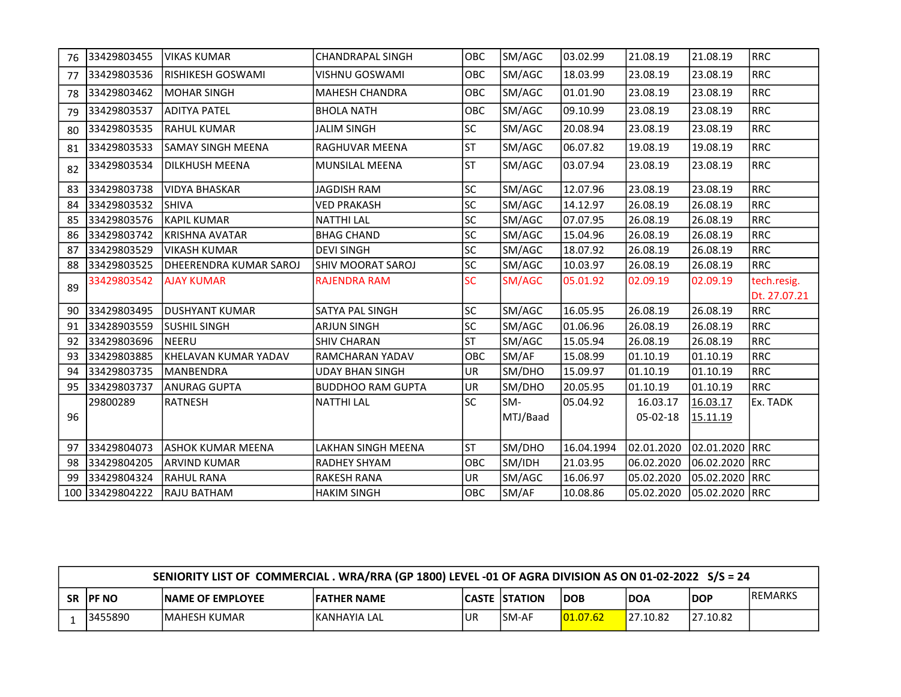| 76 | 33429803455 | VIKAS KUMAR | CHANDRAPAL SINGH | OBC | SM/AGC | 03.02.99 | 21.08.19 | 21.08.19 | RRC |
|---|---|---|---|---|---|---|---|---|---|
| 77 | 33429803536 | RISHIKESH GOSWAMI | VISHNU GOSWAMI | OBC | SM/AGC | 18.03.99 | 23.08.19 | 23.08.19 | RRC |
| 78 | 33429803462 | MOHAR SINGH | MAHESH CHANDRA | OBC | SM/AGC | 01.01.90 | 23.08.19 | 23.08.19 | RRC |
| 79 | 33429803537 | ADITYA PATEL | BHOLA NATH | OBC | SM/AGC | 09.10.99 | 23.08.19 | 23.08.19 | RRC |
| 80 | 33429803535 | RAHUL KUMAR | JALIM SINGH | SC | SM/AGC | 20.08.94 | 23.08.19 | 23.08.19 | RRC |
| 81 | 33429803533 | SAMAY SINGH MEENA | RAGHUVAR MEENA | ST | SM/AGC | 06.07.82 | 19.08.19 | 19.08.19 | RRC |
| 82 | 33429803534 | DILKHUSH MEENA | MUNSILAL MEENA | ST | SM/AGC | 03.07.94 | 23.08.19 | 23.08.19 | RRC |
| 83 | 33429803738 | VIDYA BHASKAR | JAGDISH RAM | SC | SM/AGC | 12.07.96 | 23.08.19 | 23.08.19 | RRC |
| 84 | 33429803532 | SHIVA | VED PRAKASH | SC | SM/AGC | 14.12.97 | 26.08.19 | 26.08.19 | RRC |
| 85 | 33429803576 | KAPIL KUMAR | NATTHI LAL | SC | SM/AGC | 07.07.95 | 26.08.19 | 26.08.19 | RRC |
| 86 | 33429803742 | KRISHNA AVATAR | BHAG CHAND | SC | SM/AGC | 15.04.96 | 26.08.19 | 26.08.19 | RRC |
| 87 | 33429803529 | VIKASH KUMAR | DEVI SINGH | SC | SM/AGC | 18.07.92 | 26.08.19 | 26.08.19 | RRC |
| 88 | 33429803525 | DHEERENDRA KUMAR SAROJ | SHIV MOORAT SAROJ | SC | SM/AGC | 10.03.97 | 26.08.19 | 26.08.19 | RRC |
| 89 | 33429803542 | AJAY KUMAR | RAJENDRA RAM | SC | SM/AGC | 05.01.92 | 02.09.19 | 02.09.19 | tech.resig. Dt. 27.07.21 |
| 90 | 33429803495 | DUSHYANT KUMAR | SATYA PAL SINGH | SC | SM/AGC | 16.05.95 | 26.08.19 | 26.08.19 | RRC |
| 91 | 33428903559 | SUSHIL SINGH | ARJUN SINGH | SC | SM/AGC | 01.06.96 | 26.08.19 | 26.08.19 | RRC |
| 92 | 33429803696 | NEERU | SHIV CHARAN | ST | SM/AGC | 15.05.94 | 26.08.19 | 26.08.19 | RRC |
| 93 | 33429803885 | KHELAVAN KUMAR YADAV | RAMCHARAN YADAV | OBC | SM/AF | 15.08.99 | 01.10.19 | 01.10.19 | RRC |
| 94 | 33429803735 | MANBENDRA | UDAY BHAN SINGH | UR | SM/DHO | 15.09.97 | 01.10.19 | 01.10.19 | RRC |
| 95 | 33429803737 | ANURAG GUPTA | BUDDHOO RAM GUPTA | UR | SM/DHO | 20.05.95 | 01.10.19 | 01.10.19 | RRC |
| 96 | 29800289 | RATNESH | NATTHI LAL | SC | SM-MTJ/Baad | 05.04.92 | 16.03.17 05-02-18 | 16.03.17 15.11.19 | Ex. TADK |
| 97 | 33429804073 | ASHOK KUMAR MEENA | LAKHAN SINGH MEENA | ST | SM/DHO | 16.04.1994 | 02.01.2020 | 02.01.2020 | RRC |
| 98 | 33429804205 | ARVIND KUMAR | RADHEY SHYAM | OBC | SM/IDH | 21.03.95 | 06.02.2020 | 06.02.2020 | RRC |
| 99 | 33429804324 | RAHUL RANA | RAKESH RANA | UR | SM/AGC | 16.06.97 | 05.02.2020 | 05.02.2020 | RRC |
| 100 | 33429804222 | RAJU BATHAM | HAKIM SINGH | OBC | SM/AF | 10.08.86 | 05.02.2020 | 05.02.2020 | RRC |

**SENIORITY LIST OF COMMERCIAL . WRA/RRA (GP 1800) LEVEL -01 OF AGRA DIVISION AS ON 01-02-2022 S/S = 24**

| SR | PF NO | NAME OF EMPLOYEE | FATHER NAME | CASTE | STATION | DOB | DOA | DOP | REMARKS |
|---|---|---|---|---|---|---|---|---|---|
| 1 | 3455890 | MAHESH KUMAR | KANHAYIA LAL | UR | SM-AF | 01.07.62 | 27.10.82 | 27.10.82 | |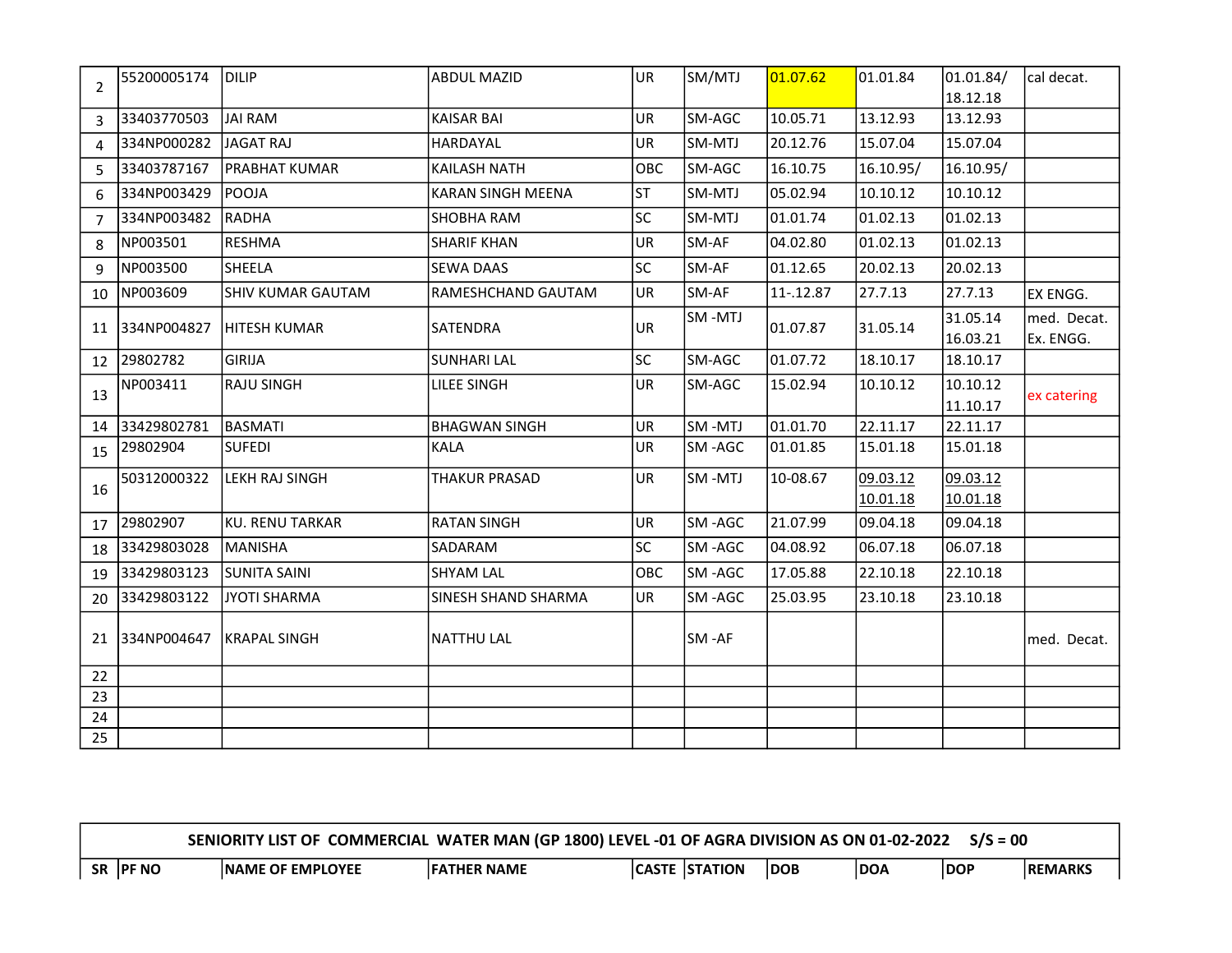| 2 | 55200005174 | DILIP | ABDUL MAZID | UR | SM/MTJ | 01.07.62 | 01.01.84 | 01.01.84/ 18.12.18 | cal decat. |
|---|---|---|---|---|---|---|---|---|---|
| 3 | 33403770503 | JAI RAM | KAISAR BAI | UR | SM-AGC | 10.05.71 | 13.12.93 | 13.12.93 | |
| 4 | 334NP000282 | JAGAT RAJ | HARDAYAL | UR | SM-MTJ | 20.12.76 | 15.07.04 | 15.07.04 | |
| 5 | 33403787167 | PRABHAT KUMAR | KAILASH NATH | OBC | SM-AGC | 16.10.75 | 16.10.95/ | 16.10.95/ | |
| 6 | 334NP003429 | POOJA | KARAN SINGH MEENA | ST | SM-MTJ | 05.02.94 | 10.10.12 | 10.10.12 | |
| 7 | 334NP003482 | RADHA | SHOBHA RAM | SC | SM-MTJ | 01.01.74 | 01.02.13 | 01.02.13 | |
| 8 | NP003501 | RESHMA | SHARIF KHAN | UR | SM-AF | 04.02.80 | 01.02.13 | 01.02.13 | |
| 9 | NP003500 | SHEELA | SEWA DAAS | SC | SM-AF | 01.12.65 | 20.02.13 | 20.02.13 | |
| 10 | NP003609 | SHIV KUMAR GAUTAM | RAMESHCHAND GAUTAM | UR | SM-AF | 11-.12.87 | 27.7.13 | 27.7.13 | EX ENGG. |
| 11 | 334NP004827 | HITESH KUMAR | SATENDRA | UR | SM -MTJ | 01.07.87 | 31.05.14 | 31.05.14 16.03.21 | med. Decat. Ex. ENGG. |
| 12 | 29802782 | GIRIJA | SUNHARI LAL | SC | SM-AGC | 01.07.72 | 18.10.17 | 18.10.17 | |
| 13 | NP003411 | RAJU SINGH | LILEE SINGH | UR | SM-AGC | 15.02.94 | 10.10.12 | 10.10.12 11.10.17 | ex catering |
| 14 | 33429802781 | BASMATI | BHAGWAN SINGH | UR | SM -MTJ | 01.01.70 | 22.11.17 | 22.11.17 | |
| 15 | 29802904 | SUFEDI | KALA | UR | SM -AGC | 01.01.85 | 15.01.18 | 15.01.18 | |
| 16 | 50312000322 | LEKH RAJ SINGH | THAKUR PRASAD | UR | SM -MTJ | 10-08.67 | 09.03.12 10.01.18 | 09.03.12 10.01.18 | |
| 17 | 29802907 | KU. RENU TARKAR | RATAN SINGH | UR | SM -AGC | 21.07.99 | 09.04.18 | 09.04.18 | |
| 18 | 33429803028 | MANISHA | SADARAM | SC | SM -AGC | 04.08.92 | 06.07.18 | 06.07.18 | |
| 19 | 33429803123 | SUNITA SAINI | SHYAM LAL | OBC | SM -AGC | 17.05.88 | 22.10.18 | 22.10.18 | |
| 20 | 33429803122 | JYOTI SHARMA | SINESH SHAND SHARMA | UR | SM -AGC | 25.03.95 | 23.10.18 | 23.10.18 | |
| 21 | 334NP004647 | KRAPAL SINGH | NATTHU LAL | | SM -AF | | | | med. Decat. |
| 22 | | | | | | | | | |
| 23 | | | | | | | | | |
| 24 | | | | | | | | | |
| 25 | | | | | | | | | |

**SENIORITY LIST OF COMMERCIAL WATER MAN (GP 1800) LEVEL -01 OF AGRA DIVISION AS ON 01-02-2022 S/S = 00**

| SR | PF NO | NAME OF EMPLOYEE | FATHER NAME | CASTE | STATION | DOB | DOA | DOP | REMARKS |
|---|---|---|---|---|---|---|---|---|---|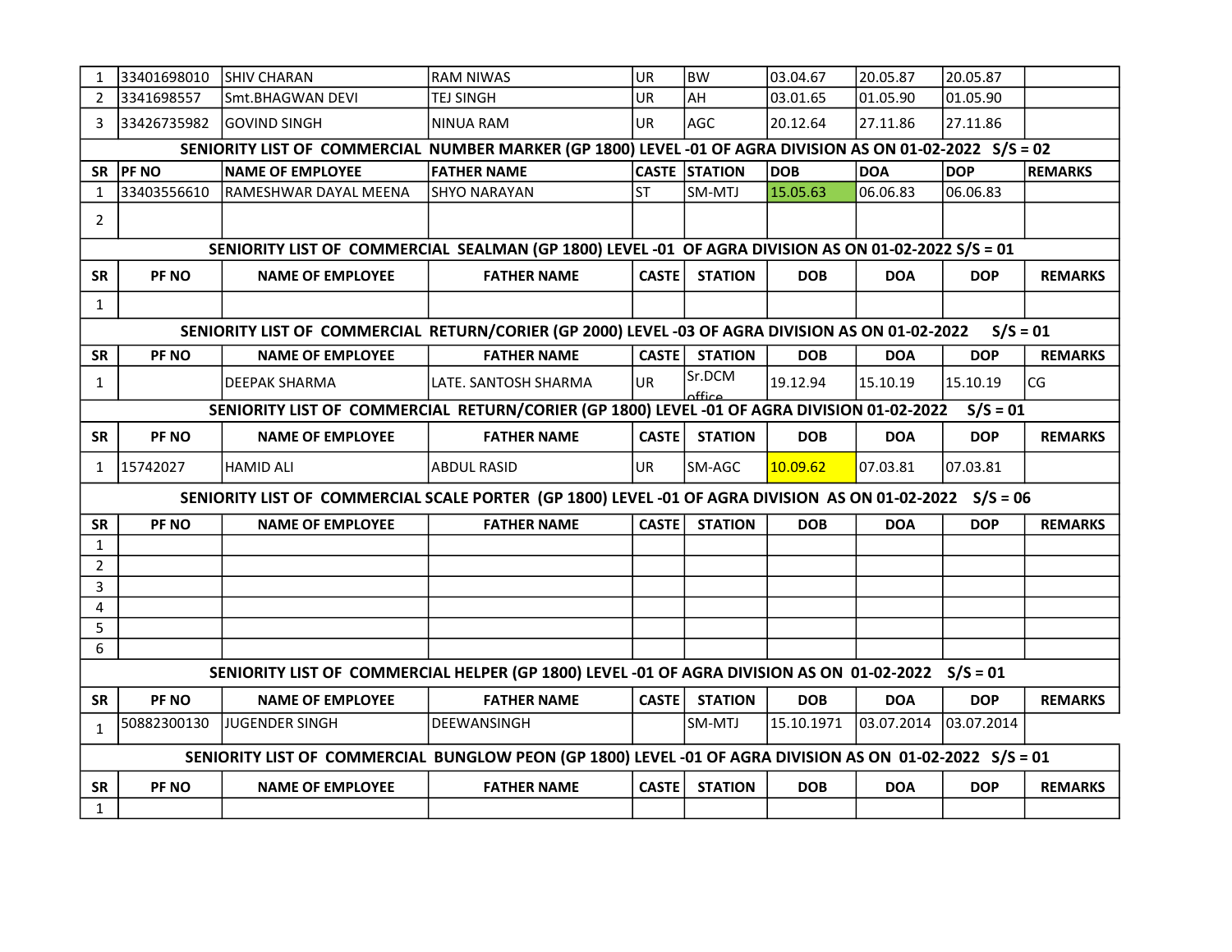| | | | | | | | | | |
|---|---|---|---|---|---|---|---|---|---|
| 1 | 33401698010 | SHIV CHARAN | RAM NIWAS | UR | BW | 03.04.67 | 20.05.87 | 20.05.87 | |
| 2 | 3341698557 | Smt.BHAGWAN DEVI | TEJ SINGH | UR | AH | 03.01.65 | 01.05.90 | 01.05.90 | |
| 3 | 33426735982 | GOVIND SINGH | NINUA RAM | UR | AGC | 20.12.64 | 27.11.86 | 27.11.86 | |

**SENIORITY LIST OF COMMERCIAL NUMBER MARKER (GP 1800) LEVEL -01 OF AGRA DIVISION AS ON 01-02-2022 S/S = 02**

| SR | PF NO | NAME OF EMPLOYEE | FATHER NAME | CASTE | STATION | DOB | DOA | DOP | REMARKS |
|---|---|---|---|---|---|---|---|---|---|
| 1 | 33403556610 | RAMESHWAR DAYAL MEENA | SHYO NARAYAN | ST | SM-MTJ | 15.05.63 | 06.06.83 | 06.06.83 | |
| 2 | | | | | | | | | |

**SENIORITY LIST OF COMMERCIAL SEALMAN (GP 1800) LEVEL -01 OF AGRA DIVISION AS ON 01-02-2022 S/S = 01**

| SR | PF NO | NAME OF EMPLOYEE | FATHER NAME | CASTE | STATION | DOB | DOA | DOP | REMARKS |
|---|---|---|---|---|---|---|---|---|---|
| 1 | | | | | | | | | |

**SENIORITY LIST OF COMMERCIAL RETURN/CORIER (GP 2000) LEVEL -03 OF AGRA DIVISION AS ON 01-02-2022 S/S = 01**

| SR | PF NO | NAME OF EMPLOYEE | FATHER NAME | CASTE | STATION | DOB | DOA | DOP | REMARKS |
|---|---|---|---|---|---|---|---|---|---|
| 1 | | DEEPAK SHARMA | LATE. SANTOSH SHARMA | UR | Sr.DCM office | 19.12.94 | 15.10.19 | 15.10.19 | CG |

**SENIORITY LIST OF COMMERCIAL RETURN/CORIER (GP 1800) LEVEL -01 OF AGRA DIVISION 01-02-2022 S/S = 01**

| SR | PF NO | NAME OF EMPLOYEE | FATHER NAME | CASTE | STATION | DOB | DOA | DOP | REMARKS |
|---|---|---|---|---|---|---|---|---|---|
| 1 | 15742027 | HAMID ALI | ABDUL RASID | UR | SM-AGC | 10.09.62 | 07.03.81 | 07.03.81 | |

**SENIORITY LIST OF COMMERCIAL SCALE PORTER (GP 1800) LEVEL -01 OF AGRA DIVISION AS ON 01-02-2022 S/S = 06**

| SR | PF NO | NAME OF EMPLOYEE | FATHER NAME | CASTE | STATION | DOB | DOA | DOP | REMARKS |
|---|---|---|---|---|---|---|---|---|---|
| 1 | | | | | | | | | |
| 2 | | | | | | | | | |
| 3 | | | | | | | | | |
| 4 | | | | | | | | | |
| 5 | | | | | | | | | |
| 6 | | | | | | | | | |

**SENIORITY LIST OF COMMERCIAL HELPER (GP 1800) LEVEL -01 OF AGRA DIVISION AS ON 01-02-2022 S/S = 01**

| SR | PF NO | NAME OF EMPLOYEE | FATHER NAME | CASTE | STATION | DOB | DOA | DOP | REMARKS |
|---|---|---|---|---|---|---|---|---|---|
| 1 | 50882300130 | JUGENDER SINGH | DEEWANSINGH | | SM-MTJ | 15.10.1971 | 03.07.2014 | 03.07.2014 | |

**SENIORITY LIST OF COMMERCIAL BUNGLOW PEON (GP 1800) LEVEL -01 OF AGRA DIVISION AS ON 01-02-2022 S/S = 01**

| SR | PF NO | NAME OF EMPLOYEE | FATHER NAME | CASTE | STATION | DOB | DOA | DOP | REMARKS |
|---|---|---|---|---|---|---|---|---|---|
| 1 | | | | | | | | | |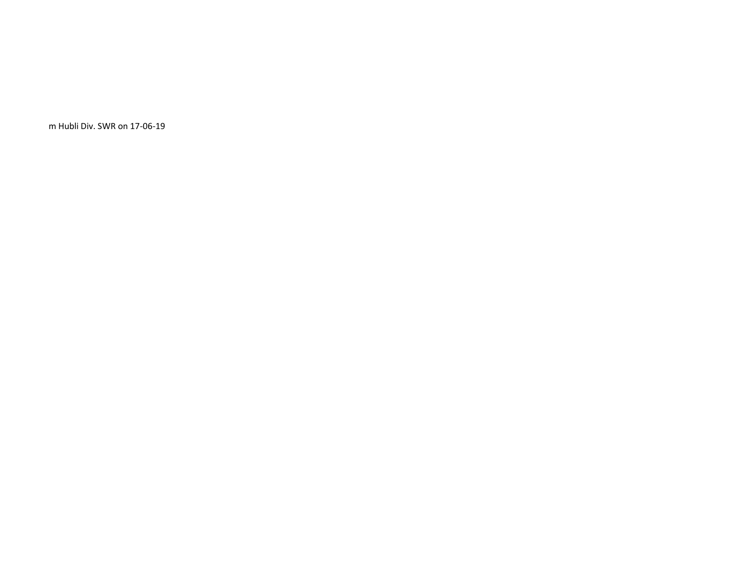m Hubli Div. SWR on 17-06-19